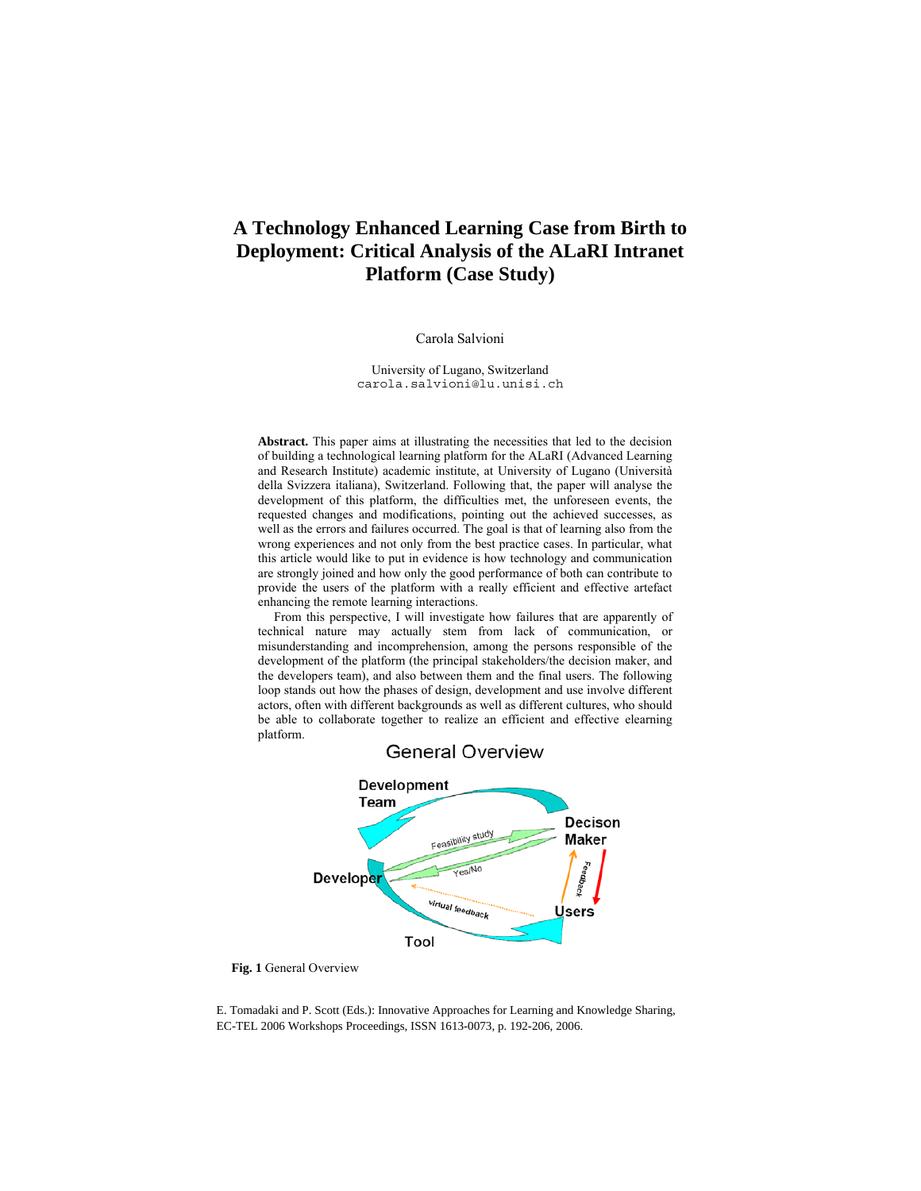# A Technology Enhanced Learning Case from Birth to Deployment: Critical Analysis of the ALaRI Intranet Platform (Case Study)

Carola Salvioni

University of Lugano, Switzerland
carola.salvioni@lu.unisi.ch

**Abstract.** This paper aims at illustrating the necessities that led to the decision of building a technological learning platform for the ALaRI (Advanced Learning and Research Institute) academic institute, at University of Lugano (Università della Svizzera italiana), Switzerland. Following that, the paper will analyse the development of this platform, the difficulties met, the unforeseen events, the requested changes and modifications, pointing out the achieved successes, as well as the errors and failures occurred. The goal is that of learning also from the wrong experiences and not only from the best practice cases. In particular, what this article would like to put in evidence is how technology and communication are strongly joined and how only the good performance of both can contribute to provide the users of the platform with a really efficient and effective artefact enhancing the remote learning interactions.

From this perspective, I will investigate how failures that are apparently of technical nature may actually stem from lack of communication, or misunderstanding and incomprehension, among the persons responsible of the development of the platform (the principal stakeholders/the decision maker, and the developers team), and also between them and the final users. The following loop stands out how the phases of design, development and use involve different actors, often with different backgrounds as well as different cultures, who should be able to collaborate together to realize an efficient and effective elearning platform.

**Fig. 1** General Overview

E. Tomadaki and P. Scott (Eds.): Innovative Approaches for Learning and Knowledge Sharing, EC-TEL 2006 Workshops Proceedings, ISSN 1613-0073, p. 192-206, 2006.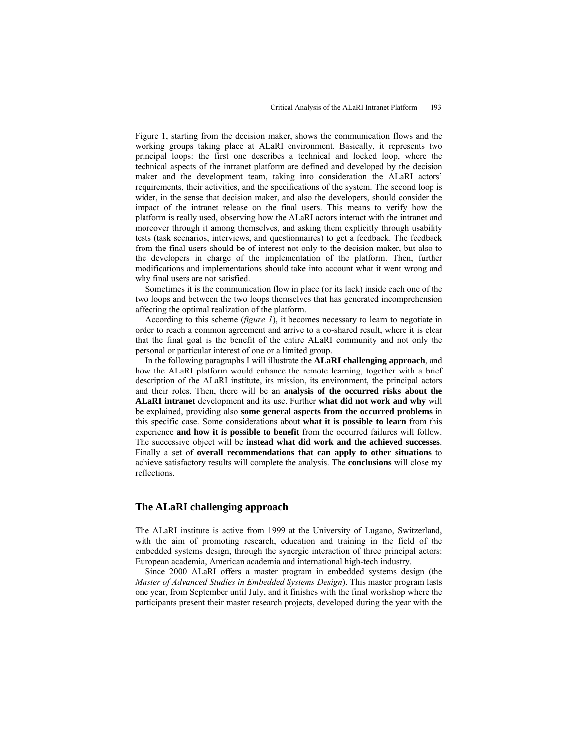Figure 1, starting from the decision maker, shows the communication flows and the working groups taking place at ALaRI environment. Basically, it represents two principal loops: the first one describes a technical and locked loop, where the technical aspects of the intranet platform are defined and developed by the decision maker and the development team, taking into consideration the ALaRI actors' requirements, their activities, and the specifications of the system. The second loop is wider, in the sense that decision maker, and also the developers, should consider the impact of the intranet release on the final users. This means to verify how the platform is really used, observing how the ALaRI actors interact with the intranet and moreover through it among themselves, and asking them explicitly through usability tests (task scenarios, interviews, and questionnaires) to get a feedback. The feedback from the final users should be of interest not only to the decision maker, but also to the developers in charge of the implementation of the platform. Then, further modifications and implementations should take into account what it went wrong and why final users are not satisfied.

Sometimes it is the communication flow in place (or its lack) inside each one of the two loops and between the two loops themselves that has generated incomprehension affecting the optimal realization of the platform.

According to this scheme (*figure 1*), it becomes necessary to learn to negotiate in order to reach a common agreement and arrive to a co-shared result, where it is clear that the final goal is the benefit of the entire ALaRI community and not only the personal or particular interest of one or a limited group.

In the following paragraphs I will illustrate the **ALaRI challenging approach**, and how the ALaRI platform would enhance the remote learning, together with a brief description of the ALaRI institute, its mission, its environment, the principal actors and their roles. Then, there will be an **analysis of the occurred risks about the ALaRI intranet** development and its use. Further **what did not work and why** will be explained, providing also **some general aspects from the occurred problems** in this specific case. Some considerations about **what it is possible to learn** from this experience **and how it is possible to benefit** from the occurred failures will follow. The successive object will be **instead what did work and the achieved successes**. Finally a set of **overall recommendations that can apply to other situations** to achieve satisfactory results will complete the analysis. The **conclusions** will close my reflections.

## The ALaRI challenging approach

The ALaRI institute is active from 1999 at the University of Lugano, Switzerland, with the aim of promoting research, education and training in the field of the embedded systems design, through the synergic interaction of three principal actors: European academia, American academia and international high-tech industry.

Since 2000 ALaRI offers a master program in embedded systems design (the *Master of Advanced Studies in Embedded Systems Design*). This master program lasts one year, from September until July, and it finishes with the final workshop where the participants present their master research projects, developed during the year with the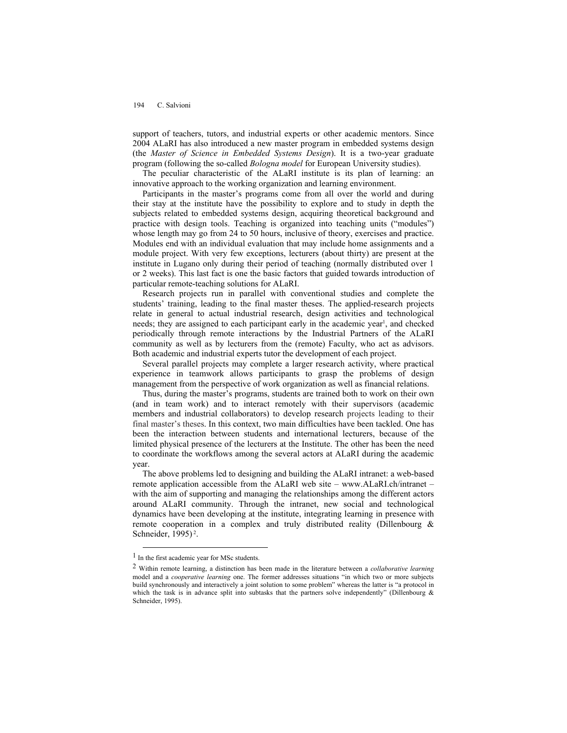support of teachers, tutors, and industrial experts or other academic mentors. Since 2004 ALaRI has also introduced a new master program in embedded systems design (the *Master of Science in Embedded Systems Design*). It is a two-year graduate program (following the so-called *Bologna model* for European University studies).

The peculiar characteristic of the ALaRI institute is its plan of learning: an innovative approach to the working organization and learning environment.

Participants in the master's programs come from all over the world and during their stay at the institute have the possibility to explore and to study in depth the subjects related to embedded systems design, acquiring theoretical background and practice with design tools. Teaching is organized into teaching units ("modules") whose length may go from 24 to 50 hours, inclusive of theory, exercises and practice. Modules end with an individual evaluation that may include home assignments and a module project. With very few exceptions, lecturers (about thirty) are present at the institute in Lugano only during their period of teaching (normally distributed over 1 or 2 weeks). This last fact is one the basic factors that guided towards introduction of particular remote-teaching solutions for ALaRI.

Research projects run in parallel with conventional studies and complete the students' training, leading to the final master theses. The applied-research projects relate in general to actual industrial research, design activities and technological needs; they are assigned to each participant early in the academic year[1], and checked periodically through remote interactions by the Industrial Partners of the ALaRI community as well as by lecturers from the (remote) Faculty, who act as advisors. Both academic and industrial experts tutor the development of each project.

Several parallel projects may complete a larger research activity, where practical experience in teamwork allows participants to grasp the problems of design management from the perspective of work organization as well as financial relations.

Thus, during the master's programs, students are trained both to work on their own (and in team work) and to interact remotely with their supervisors (academic members and industrial collaborators) to develop research projects leading to their final master's theses. In this context, two main difficulties have been tackled. One has been the interaction between students and international lecturers, because of the limited physical presence of the lecturers at the Institute. The other has been the need to coordinate the workflows among the several actors at ALaRI during the academic year.

The above problems led to designing and building the ALaRI intranet: a web-based remote application accessible from the ALaRI web site – www.ALaRI.ch/intranet – with the aim of supporting and managing the relationships among the different actors around ALaRI community. Through the intranet, new social and technological dynamics have been developing at the institute, integrating learning in presence with remote cooperation in a complex and truly distributed reality (Dillenbourg & Schneider, 1995)[2].

---

[1] In the first academic year for MSc students.

[2] Within remote learning, a distinction has been made in the literature between a *collaborative learning* model and a *cooperative learning* one. The former addresses situations "in which two or more subjects build synchronously and interactively a joint solution to some problem" whereas the latter is "a protocol in which the task is in advance split into subtasks that the partners solve independently" (Dillenbourg & Schneider, 1995).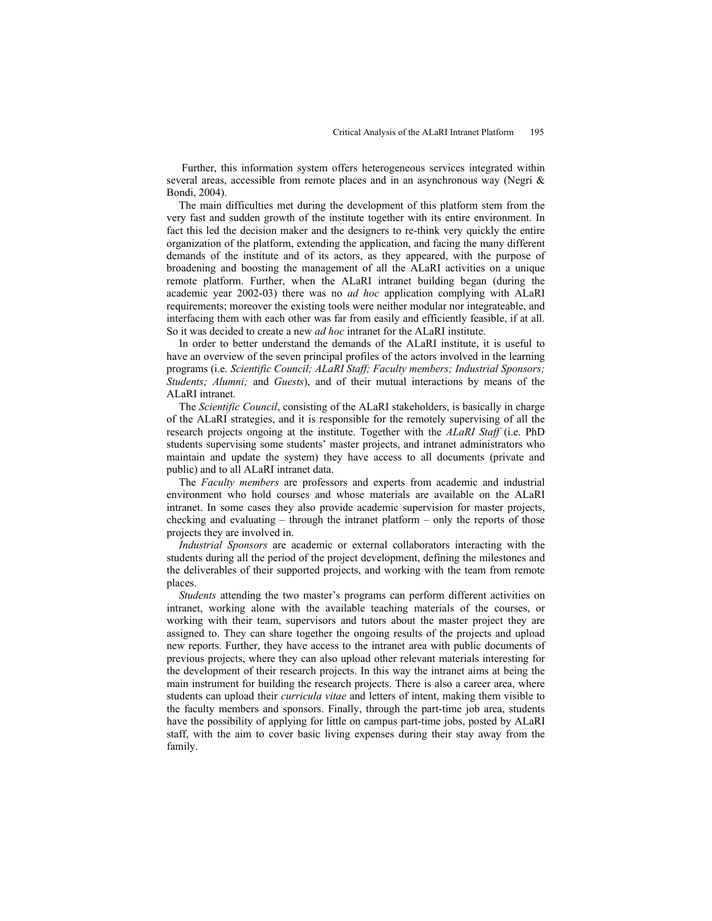Further, this information system offers heterogeneous services integrated within several areas, accessible from remote places and in an asynchronous way (Negri & Bondi, 2004).

The main difficulties met during the development of this platform stem from the very fast and sudden growth of the institute together with its entire environment. In fact this led the decision maker and the designers to re-think very quickly the entire organization of the platform, extending the application, and facing the many different demands of the institute and of its actors, as they appeared, with the purpose of broadening and boosting the management of all the ALaRI activities on a unique remote platform. Further, when the ALaRI intranet building began (during the academic year 2002-03) there was no *ad hoc* application complying with ALaRI requirements; moreover the existing tools were neither modular nor integrateable, and interfacing them with each other was far from easily and efficiently feasible, if at all. So it was decided to create a new *ad hoc* intranet for the ALaRI institute.

In order to better understand the demands of the ALaRI institute, it is useful to have an overview of the seven principal profiles of the actors involved in the learning programs (i.e. *Scientific Council; ALaRI Staff; Faculty members; Industrial Sponsors; Students; Alumni;* and *Guests*), and of their mutual interactions by means of the ALaRI intranet.

The *Scientific Council*, consisting of the ALaRI stakeholders, is basically in charge of the ALaRI strategies, and it is responsible for the remotely supervising of all the research projects ongoing at the institute. Together with the *ALaRI Staff* (i.e. PhD students supervising some students' master projects, and intranet administrators who maintain and update the system) they have access to all documents (private and public) and to all ALaRI intranet data.

The *Faculty members* are professors and experts from academic and industrial environment who hold courses and whose materials are available on the ALaRI intranet. In some cases they also provide academic supervision for master projects, checking and evaluating – through the intranet platform – only the reports of those projects they are involved in.

*Industrial Sponsors* are academic or external collaborators interacting with the students during all the period of the project development, defining the milestones and the deliverables of their supported projects, and working with the team from remote places.

*Students* attending the two master's programs can perform different activities on intranet, working alone with the available teaching materials of the courses, or working with their team, supervisors and tutors about the master project they are assigned to. They can share together the ongoing results of the projects and upload new reports. Further, they have access to the intranet area with public documents of previous projects, where they can also upload other relevant materials interesting for the development of their research projects. In this way the intranet aims at being the main instrument for building the research projects. There is also a career area, where students can upload their *curricula vitae* and letters of intent, making them visible to the faculty members and sponsors. Finally, through the part-time job area, students have the possibility of applying for little on campus part-time jobs, posted by ALaRI staff, with the aim to cover basic living expenses during their stay away from the family.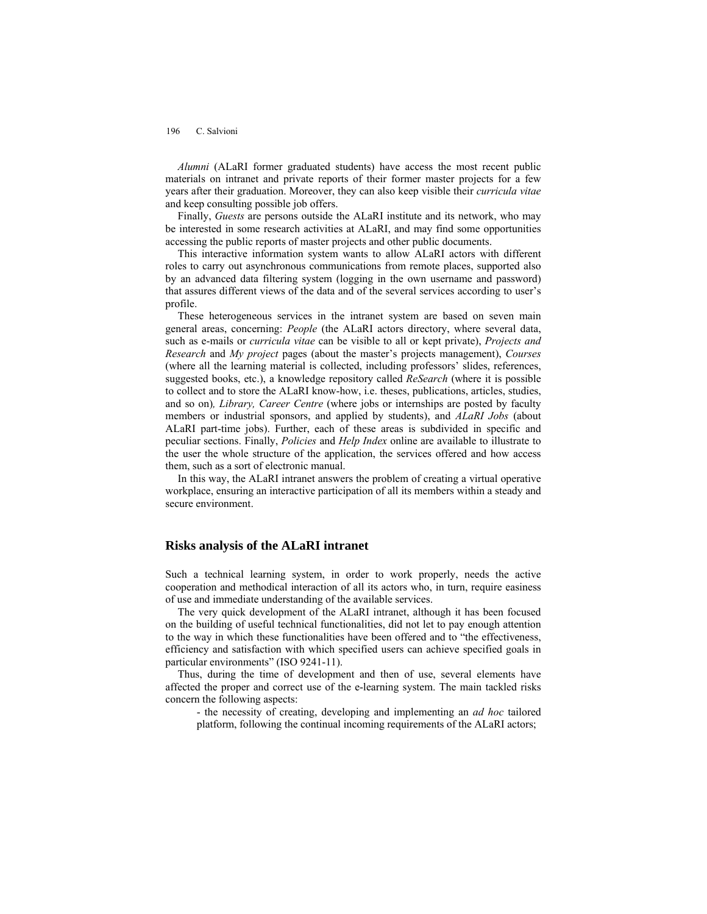*Alumni* (ALaRI former graduated students) have access the most recent public materials on intranet and private reports of their former master projects for a few years after their graduation. Moreover, they can also keep visible their *curricula vitae* and keep consulting possible job offers.

Finally, *Guests* are persons outside the ALaRI institute and its network, who may be interested in some research activities at ALaRI, and may find some opportunities accessing the public reports of master projects and other public documents.

This interactive information system wants to allow ALaRI actors with different roles to carry out asynchronous communications from remote places, supported also by an advanced data filtering system (logging in the own username and password) that assures different views of the data and of the several services according to user's profile.

These heterogeneous services in the intranet system are based on seven main general areas, concerning: *People* (the ALaRI actors directory, where several data, such as e-mails or *curricula vitae* can be visible to all or kept private), *Projects and Research* and *My project* pages (about the master's projects management), *Courses* (where all the learning material is collected, including professors' slides, references, suggested books, etc.), a knowledge repository called *ReSearch* (where it is possible to collect and to store the ALaRI know-how, i.e. theses, publications, articles, studies, and so on)*, Library, Career Centre* (where jobs or internships are posted by faculty members or industrial sponsors, and applied by students), and *ALaRI Jobs* (about ALaRI part-time jobs). Further, each of these areas is subdivided in specific and peculiar sections. Finally, *Policies* and *Help Index* online are available to illustrate to the user the whole structure of the application, the services offered and how access them, such as a sort of electronic manual.

In this way, the ALaRI intranet answers the problem of creating a virtual operative workplace, ensuring an interactive participation of all its members within a steady and secure environment.

## Risks analysis of the ALaRI intranet

Such a technical learning system, in order to work properly, needs the active cooperation and methodical interaction of all its actors who, in turn, require easiness of use and immediate understanding of the available services.

The very quick development of the ALaRI intranet, although it has been focused on the building of useful technical functionalities, did not let to pay enough attention to the way in which these functionalities have been offered and to "the effectiveness, efficiency and satisfaction with which specified users can achieve specified goals in particular environments" (ISO 9241-11).

Thus, during the time of development and then of use, several elements have affected the proper and correct use of the e-learning system. The main tackled risks concern the following aspects:

- the necessity of creating, developing and implementing an *ad hoc* tailored platform, following the continual incoming requirements of the ALaRI actors;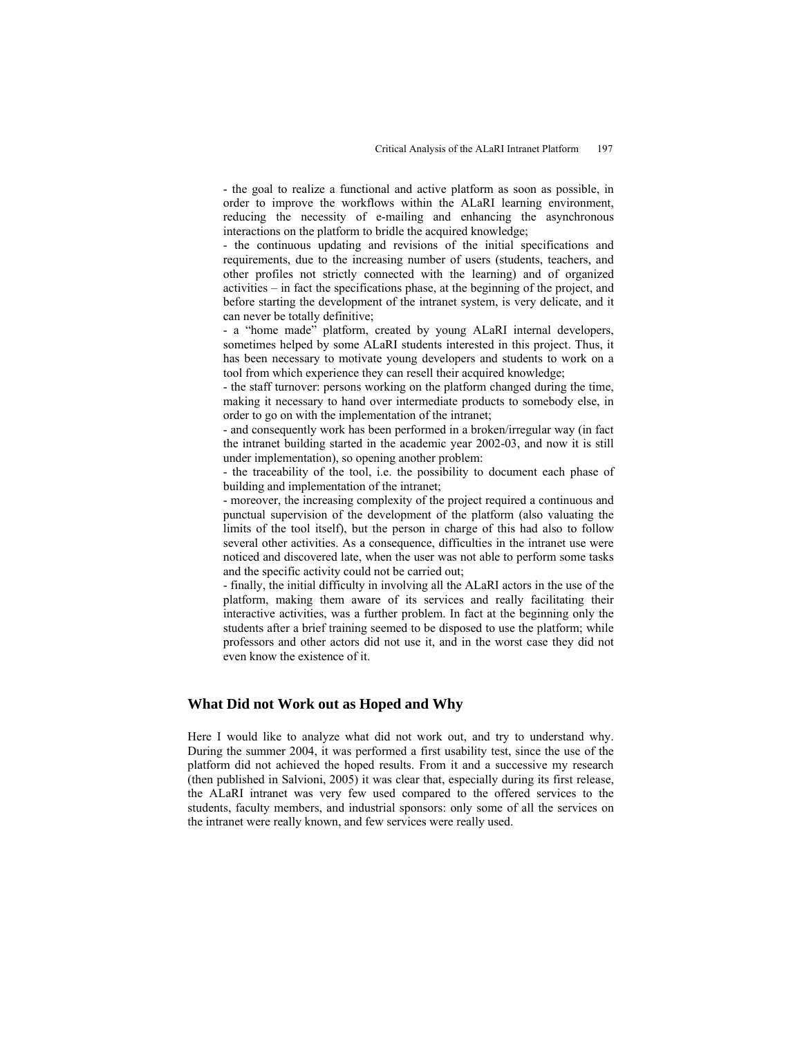- the goal to realize a functional and active platform as soon as possible, in order to improve the workflows within the ALaRI learning environment, reducing the necessity of e-mailing and enhancing the asynchronous interactions on the platform to bridle the acquired knowledge;

- the continuous updating and revisions of the initial specifications and requirements, due to the increasing number of users (students, teachers, and other profiles not strictly connected with the learning) and of organized activities – in fact the specifications phase, at the beginning of the project, and before starting the development of the intranet system, is very delicate, and it can never be totally definitive;

- a "home made" platform, created by young ALaRI internal developers, sometimes helped by some ALaRI students interested in this project. Thus, it has been necessary to motivate young developers and students to work on a tool from which experience they can resell their acquired knowledge;

- the staff turnover: persons working on the platform changed during the time, making it necessary to hand over intermediate products to somebody else, in order to go on with the implementation of the intranet;

- and consequently work has been performed in a broken/irregular way (in fact the intranet building started in the academic year 2002-03, and now it is still under implementation), so opening another problem:

- the traceability of the tool, i.e. the possibility to document each phase of building and implementation of the intranet;

- moreover, the increasing complexity of the project required a continuous and punctual supervision of the development of the platform (also valuating the limits of the tool itself), but the person in charge of this had also to follow several other activities. As a consequence, difficulties in the intranet use were noticed and discovered late, when the user was not able to perform some tasks and the specific activity could not be carried out;

- finally, the initial difficulty in involving all the ALaRI actors in the use of the platform, making them aware of its services and really facilitating their interactive activities, was a further problem. In fact at the beginning only the students after a brief training seemed to be disposed to use the platform; while professors and other actors did not use it, and in the worst case they did not even know the existence of it.

## What Did not Work out as Hoped and Why

Here I would like to analyze what did not work out, and try to understand why. During the summer 2004, it was performed a first usability test, since the use of the platform did not achieved the hoped results. From it and a successive my research (then published in Salvioni, 2005) it was clear that, especially during its first release, the ALaRI intranet was very few used compared to the offered services to the students, faculty members, and industrial sponsors: only some of all the services on the intranet were really known, and few services were really used.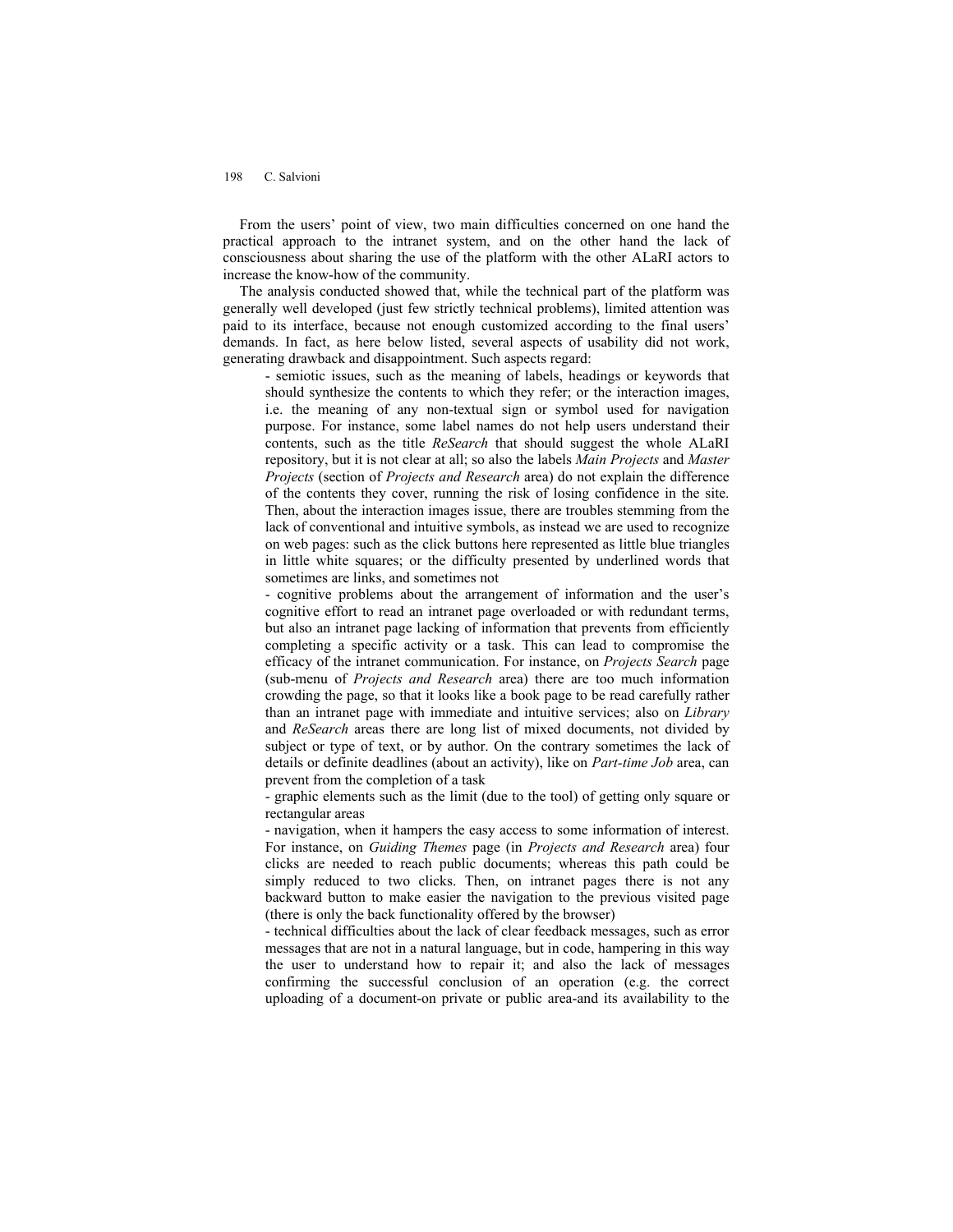From the users' point of view, two main difficulties concerned on one hand the practical approach to the intranet system, and on the other hand the lack of consciousness about sharing the use of the platform with the other ALaRI actors to increase the know-how of the community.

The analysis conducted showed that, while the technical part of the platform was generally well developed (just few strictly technical problems), limited attention was paid to its interface, because not enough customized according to the final users' demands. In fact, as here below listed, several aspects of usability did not work, generating drawback and disappointment. Such aspects regard:

- semiotic issues, such as the meaning of labels, headings or keywords that should synthesize the contents to which they refer; or the interaction images, i.e. the meaning of any non-textual sign or symbol used for navigation purpose. For instance, some label names do not help users understand their contents, such as the title *ReSearch* that should suggest the whole ALaRI repository, but it is not clear at all; so also the labels *Main Projects* and *Master Projects* (section of *Projects and Research* area) do not explain the difference of the contents they cover, running the risk of losing confidence in the site. Then, about the interaction images issue, there are troubles stemming from the lack of conventional and intuitive symbols, as instead we are used to recognize on web pages: such as the click buttons here represented as little blue triangles in little white squares; or the difficulty presented by underlined words that sometimes are links, and sometimes not
- cognitive problems about the arrangement of information and the user's cognitive effort to read an intranet page overloaded or with redundant terms, but also an intranet page lacking of information that prevents from efficiently completing a specific activity or a task. This can lead to compromise the efficacy of the intranet communication. For instance, on *Projects Search* page (sub-menu of *Projects and Research* area) there are too much information crowding the page, so that it looks like a book page to be read carefully rather than an intranet page with immediate and intuitive services; also on *Library* and *ReSearch* areas there are long list of mixed documents, not divided by subject or type of text, or by author. On the contrary sometimes the lack of details or definite deadlines (about an activity), like on *Part-time Job* area, can prevent from the completion of a task
- graphic elements such as the limit (due to the tool) of getting only square or rectangular areas
- navigation, when it hampers the easy access to some information of interest. For instance, on *Guiding Themes* page (in *Projects and Research* area) four clicks are needed to reach public documents; whereas this path could be simply reduced to two clicks. Then, on intranet pages there is not any backward button to make easier the navigation to the previous visited page (there is only the back functionality offered by the browser)
- technical difficulties about the lack of clear feedback messages, such as error messages that are not in a natural language, but in code, hampering in this way the user to understand how to repair it; and also the lack of messages confirming the successful conclusion of an operation (e.g. the correct uploading of a document-on private or public area-and its availability to the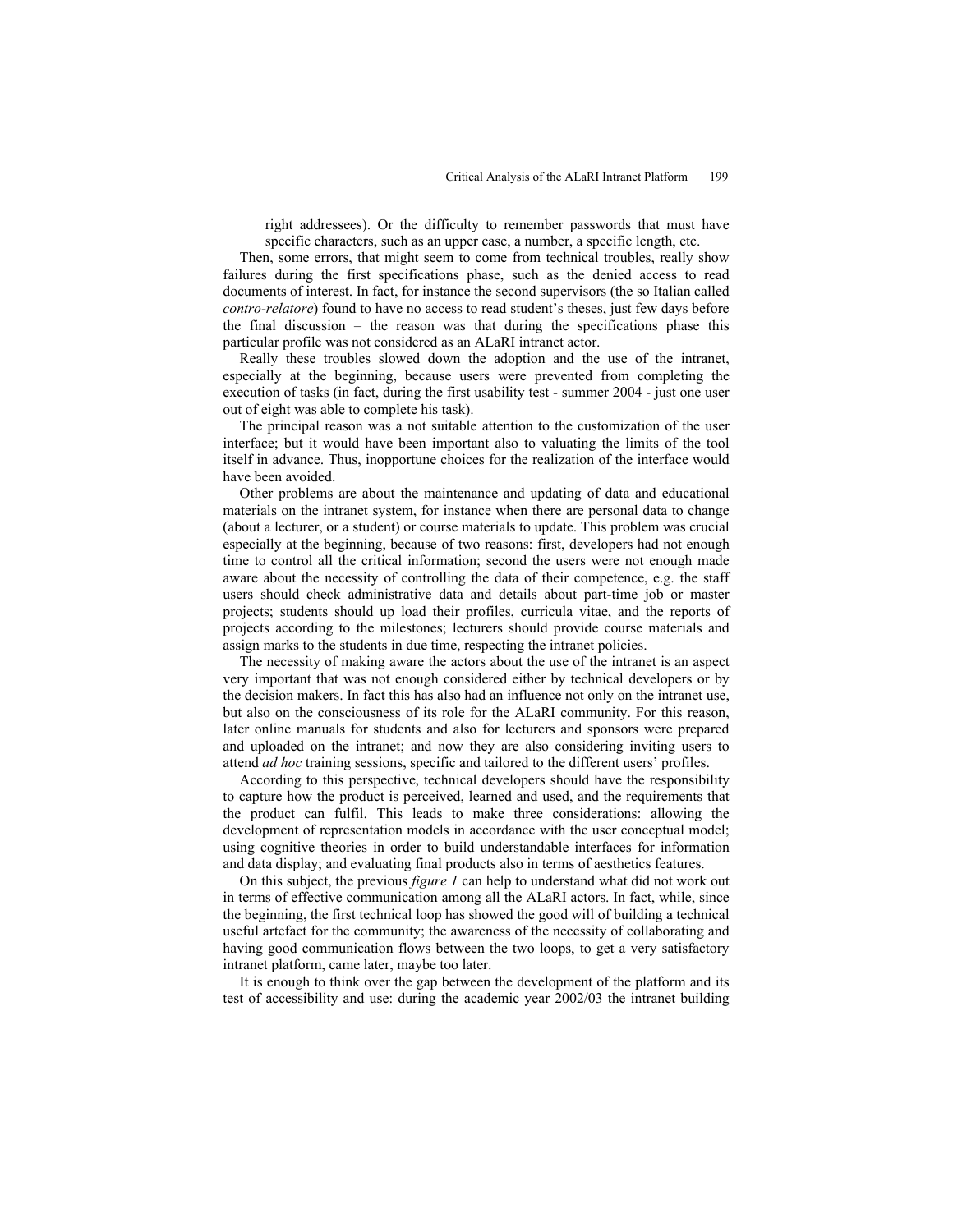right addressees). Or the difficulty to remember passwords that must have specific characters, such as an upper case, a number, a specific length, etc.

Then, some errors, that might seem to come from technical troubles, really show failures during the first specifications phase, such as the denied access to read documents of interest. In fact, for instance the second supervisors (the so Italian called *contro-relatore*) found to have no access to read student's theses, just few days before the final discussion – the reason was that during the specifications phase this particular profile was not considered as an ALaRI intranet actor.

Really these troubles slowed down the adoption and the use of the intranet, especially at the beginning, because users were prevented from completing the execution of tasks (in fact, during the first usability test - summer 2004 - just one user out of eight was able to complete his task).

The principal reason was a not suitable attention to the customization of the user interface; but it would have been important also to valuating the limits of the tool itself in advance. Thus, inopportune choices for the realization of the interface would have been avoided.

Other problems are about the maintenance and updating of data and educational materials on the intranet system, for instance when there are personal data to change (about a lecturer, or a student) or course materials to update. This problem was crucial especially at the beginning, because of two reasons: first, developers had not enough time to control all the critical information; second the users were not enough made aware about the necessity of controlling the data of their competence, e.g. the staff users should check administrative data and details about part-time job or master projects; students should up load their profiles, curricula vitae, and the reports of projects according to the milestones; lecturers should provide course materials and assign marks to the students in due time, respecting the intranet policies.

The necessity of making aware the actors about the use of the intranet is an aspect very important that was not enough considered either by technical developers or by the decision makers. In fact this has also had an influence not only on the intranet use, but also on the consciousness of its role for the ALaRI community. For this reason, later online manuals for students and also for lecturers and sponsors were prepared and uploaded on the intranet; and now they are also considering inviting users to attend *ad hoc* training sessions, specific and tailored to the different users' profiles.

According to this perspective, technical developers should have the responsibility to capture how the product is perceived, learned and used, and the requirements that the product can fulfil. This leads to make three considerations: allowing the development of representation models in accordance with the user conceptual model; using cognitive theories in order to build understandable interfaces for information and data display; and evaluating final products also in terms of aesthetics features.

On this subject, the previous *figure 1* can help to understand what did not work out in terms of effective communication among all the ALaRI actors. In fact, while, since the beginning, the first technical loop has showed the good will of building a technical useful artefact for the community; the awareness of the necessity of collaborating and having good communication flows between the two loops, to get a very satisfactory intranet platform, came later, maybe too later.

It is enough to think over the gap between the development of the platform and its test of accessibility and use: during the academic year 2002/03 the intranet building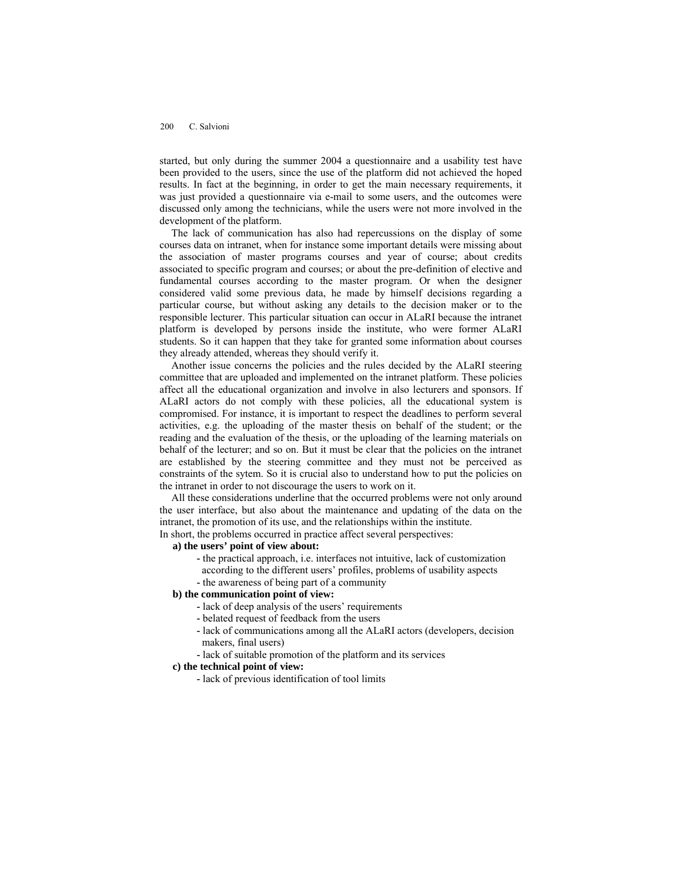started, but only during the summer 2004 a questionnaire and a usability test have been provided to the users, since the use of the platform did not achieved the hoped results. In fact at the beginning, in order to get the main necessary requirements, it was just provided a questionnaire via e-mail to some users, and the outcomes were discussed only among the technicians, while the users were not more involved in the development of the platform.

The lack of communication has also had repercussions on the display of some courses data on intranet, when for instance some important details were missing about the association of master programs courses and year of course; about credits associated to specific program and courses; or about the pre-definition of elective and fundamental courses according to the master program. Or when the designer considered valid some previous data, he made by himself decisions regarding a particular course, but without asking any details to the decision maker or to the responsible lecturer. This particular situation can occur in ALaRI because the intranet platform is developed by persons inside the institute, who were former ALaRI students. So it can happen that they take for granted some information about courses they already attended, whereas they should verify it.

Another issue concerns the policies and the rules decided by the ALaRI steering committee that are uploaded and implemented on the intranet platform. These policies affect all the educational organization and involve in also lecturers and sponsors. If ALaRI actors do not comply with these policies, all the educational system is compromised. For instance, it is important to respect the deadlines to perform several activities, e.g. the uploading of the master thesis on behalf of the student; or the reading and the evaluation of the thesis, or the uploading of the learning materials on behalf of the lecturer; and so on. But it must be clear that the policies on the intranet are established by the steering committee and they must not be perceived as constraints of the sytem. So it is crucial also to understand how to put the policies on the intranet in order to not discourage the users to work on it.

All these considerations underline that the occurred problems were not only around the user interface, but also about the maintenance and updating of the data on the intranet, the promotion of its use, and the relationships within the institute.
In short, the problems occurred in practice affect several perspectives:

**a) the users' point of view about:**

- the practical approach, i.e. interfaces not intuitive, lack of customization according to the different users' profiles, problems of usability aspects
- the awareness of being part of a community

**b) the communication point of view:**

- lack of deep analysis of the users' requirements
- belated request of feedback from the users
- lack of communications among all the ALaRI actors (developers, decision makers, final users)
- lack of suitable promotion of the platform and its services

**c) the technical point of view:**

- lack of previous identification of tool limits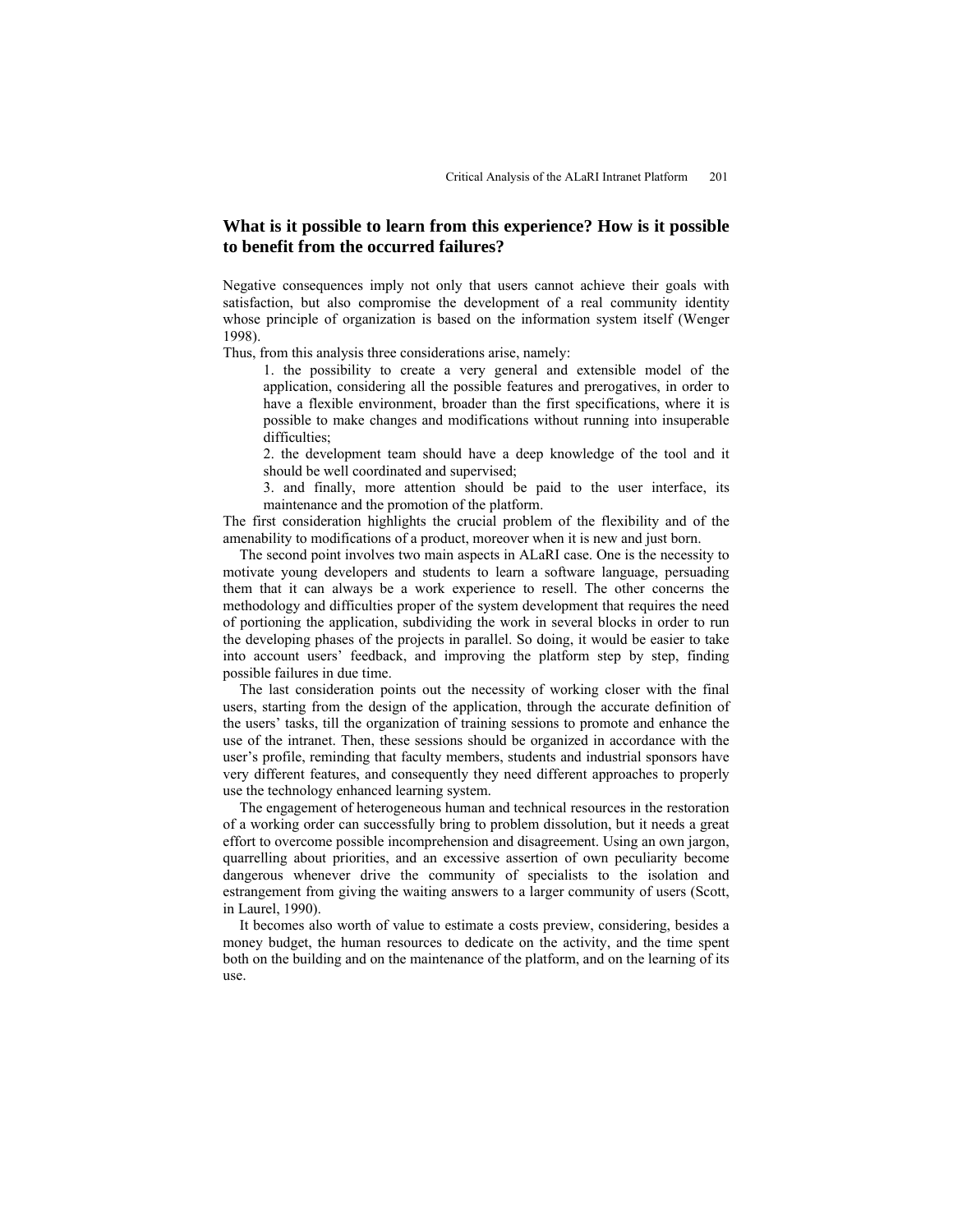## What is it possible to learn from this experience? How is it possible to benefit from the occurred failures?

Negative consequences imply not only that users cannot achieve their goals with satisfaction, but also compromise the development of a real community identity whose principle of organization is based on the information system itself (Wenger 1998).

Thus, from this analysis three considerations arise, namely:

1. the possibility to create a very general and extensible model of the application, considering all the possible features and prerogatives, in order to have a flexible environment, broader than the first specifications, where it is possible to make changes and modifications without running into insuperable difficulties;
2. the development team should have a deep knowledge of the tool and it should be well coordinated and supervised;
3. and finally, more attention should be paid to the user interface, its maintenance and the promotion of the platform.

The first consideration highlights the crucial problem of the flexibility and of the amenability to modifications of a product, moreover when it is new and just born.

The second point involves two main aspects in ALaRI case. One is the necessity to motivate young developers and students to learn a software language, persuading them that it can always be a work experience to resell. The other concerns the methodology and difficulties proper of the system development that requires the need of portioning the application, subdividing the work in several blocks in order to run the developing phases of the projects in parallel. So doing, it would be easier to take into account users' feedback, and improving the platform step by step, finding possible failures in due time.

The last consideration points out the necessity of working closer with the final users, starting from the design of the application, through the accurate definition of the users' tasks, till the organization of training sessions to promote and enhance the use of the intranet. Then, these sessions should be organized in accordance with the user's profile, reminding that faculty members, students and industrial sponsors have very different features, and consequently they need different approaches to properly use the technology enhanced learning system.

The engagement of heterogeneous human and technical resources in the restoration of a working order can successfully bring to problem dissolution, but it needs a great effort to overcome possible incomprehension and disagreement. Using an own jargon, quarrelling about priorities, and an excessive assertion of own peculiarity become dangerous whenever drive the community of specialists to the isolation and estrangement from giving the waiting answers to a larger community of users (Scott, in Laurel, 1990).

It becomes also worth of value to estimate a costs preview, considering, besides a money budget, the human resources to dedicate on the activity, and the time spent both on the building and on the maintenance of the platform, and on the learning of its use.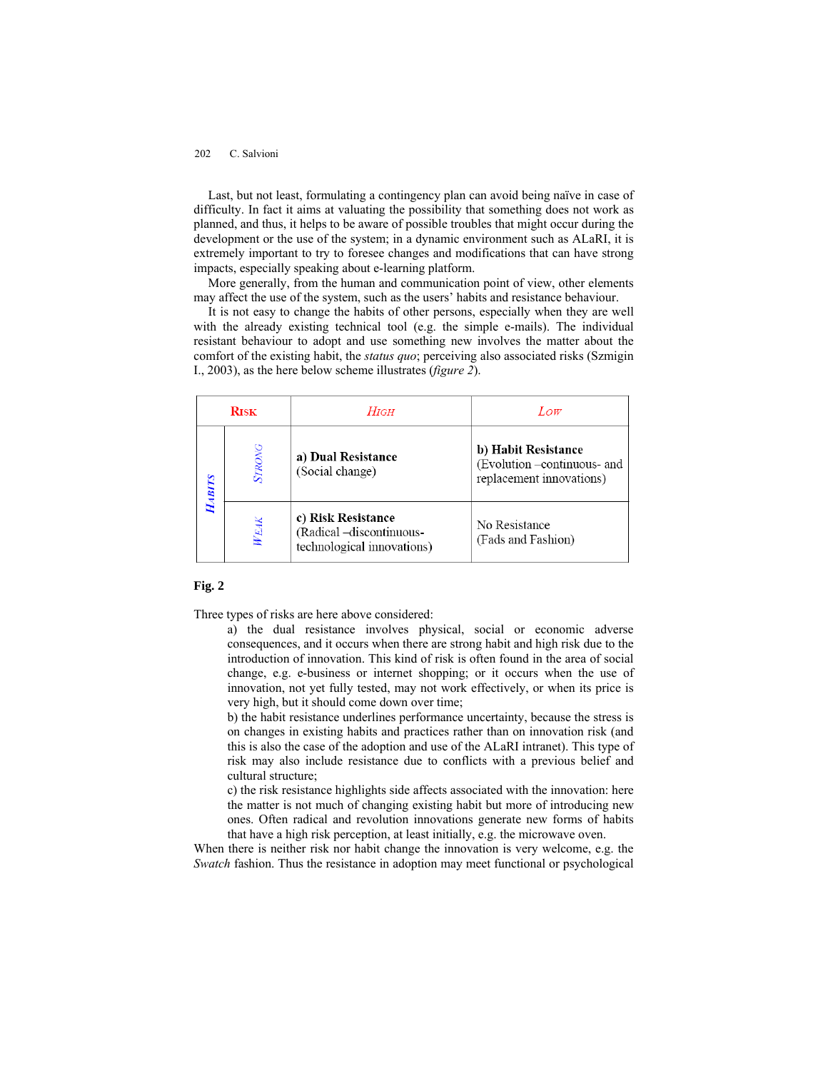Last, but not least, formulating a contingency plan can avoid being naïve in case of difficulty. In fact it aims at valuating the possibility that something does not work as planned, and thus, it helps to be aware of possible troubles that might occur during the development or the use of the system; in a dynamic environment such as ALaRI, it is extremely important to try to foresee changes and modifications that can have strong impacts, especially speaking about e-learning platform.

More generally, from the human and communication point of view, other elements may affect the use of the system, such as the users' habits and resistance behaviour.

It is not easy to change the habits of other persons, especially when they are well with the already existing technical tool (e.g. the simple e-mails). The individual resistant behaviour to adopt and use something new involves the matter about the comfort of the existing habit, the *status quo*; perceiving also associated risks (Szmigin I., 2003), as the here below scheme illustrates (*figure 2*).

| RISK | | HIGH | LOW |
|---|---|---|---|
| HABITS | STRONG | **a) Dual Resistance** (Social change) | **b) Habit Resistance** (Evolution –continuous- and replacement innovations) |
| | WEAK | **c) Risk Resistance** (Radical –discontinuous- technological innovations) | No Resistance (Fads and Fashion) |

**Fig. 2**

Three types of risks are here above considered:

a) the dual resistance involves physical, social or economic adverse consequences, and it occurs when there are strong habit and high risk due to the introduction of innovation. This kind of risk is often found in the area of social change, e.g. e-business or internet shopping; or it occurs when the use of innovation, not yet fully tested, may not work effectively, or when its price is very high, but it should come down over time;

b) the habit resistance underlines performance uncertainty, because the stress is on changes in existing habits and practices rather than on innovation risk (and this is also the case of the adoption and use of the ALaRI intranet). This type of risk may also include resistance due to conflicts with a previous belief and cultural structure;

c) the risk resistance highlights side affects associated with the innovation: here the matter is not much of changing existing habit but more of introducing new ones. Often radical and revolution innovations generate new forms of habits that have a high risk perception, at least initially, e.g. the microwave oven.

When there is neither risk nor habit change the innovation is very welcome, e.g. the *Swatch* fashion. Thus the resistance in adoption may meet functional or psychological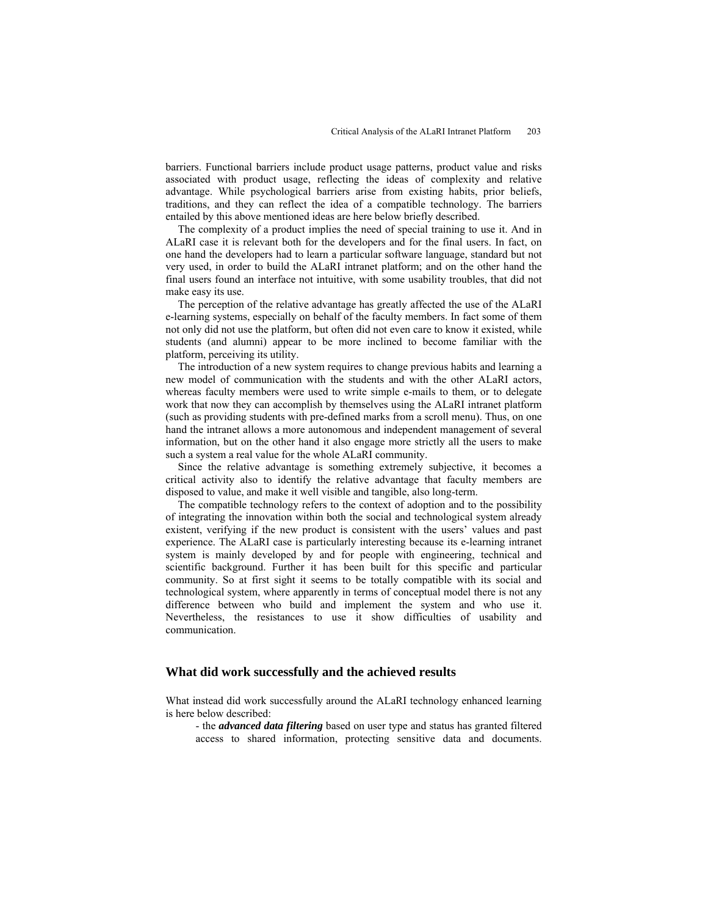barriers. Functional barriers include product usage patterns, product value and risks associated with product usage, reflecting the ideas of complexity and relative advantage. While psychological barriers arise from existing habits, prior beliefs, traditions, and they can reflect the idea of a compatible technology. The barriers entailed by this above mentioned ideas are here below briefly described.

The complexity of a product implies the need of special training to use it. And in ALaRI case it is relevant both for the developers and for the final users. In fact, on one hand the developers had to learn a particular software language, standard but not very used, in order to build the ALaRI intranet platform; and on the other hand the final users found an interface not intuitive, with some usability troubles, that did not make easy its use.

The perception of the relative advantage has greatly affected the use of the ALaRI e-learning systems, especially on behalf of the faculty members. In fact some of them not only did not use the platform, but often did not even care to know it existed, while students (and alumni) appear to be more inclined to become familiar with the platform, perceiving its utility.

The introduction of a new system requires to change previous habits and learning a new model of communication with the students and with the other ALaRI actors, whereas faculty members were used to write simple e-mails to them, or to delegate work that now they can accomplish by themselves using the ALaRI intranet platform (such as providing students with pre-defined marks from a scroll menu). Thus, on one hand the intranet allows a more autonomous and independent management of several information, but on the other hand it also engage more strictly all the users to make such a system a real value for the whole ALaRI community.

Since the relative advantage is something extremely subjective, it becomes a critical activity also to identify the relative advantage that faculty members are disposed to value, and make it well visible and tangible, also long-term.

The compatible technology refers to the context of adoption and to the possibility of integrating the innovation within both the social and technological system already existent, verifying if the new product is consistent with the users' values and past experience. The ALaRI case is particularly interesting because its e-learning intranet system is mainly developed by and for people with engineering, technical and scientific background. Further it has been built for this specific and particular community. So at first sight it seems to be totally compatible with its social and technological system, where apparently in terms of conceptual model there is not any difference between who build and implement the system and who use it. Nevertheless, the resistances to use it show difficulties of usability and communication.

## What did work successfully and the achieved results

What instead did work successfully around the ALaRI technology enhanced learning is here below described:

- the ***advanced data filtering*** based on user type and status has granted filtered access to shared information, protecting sensitive data and documents.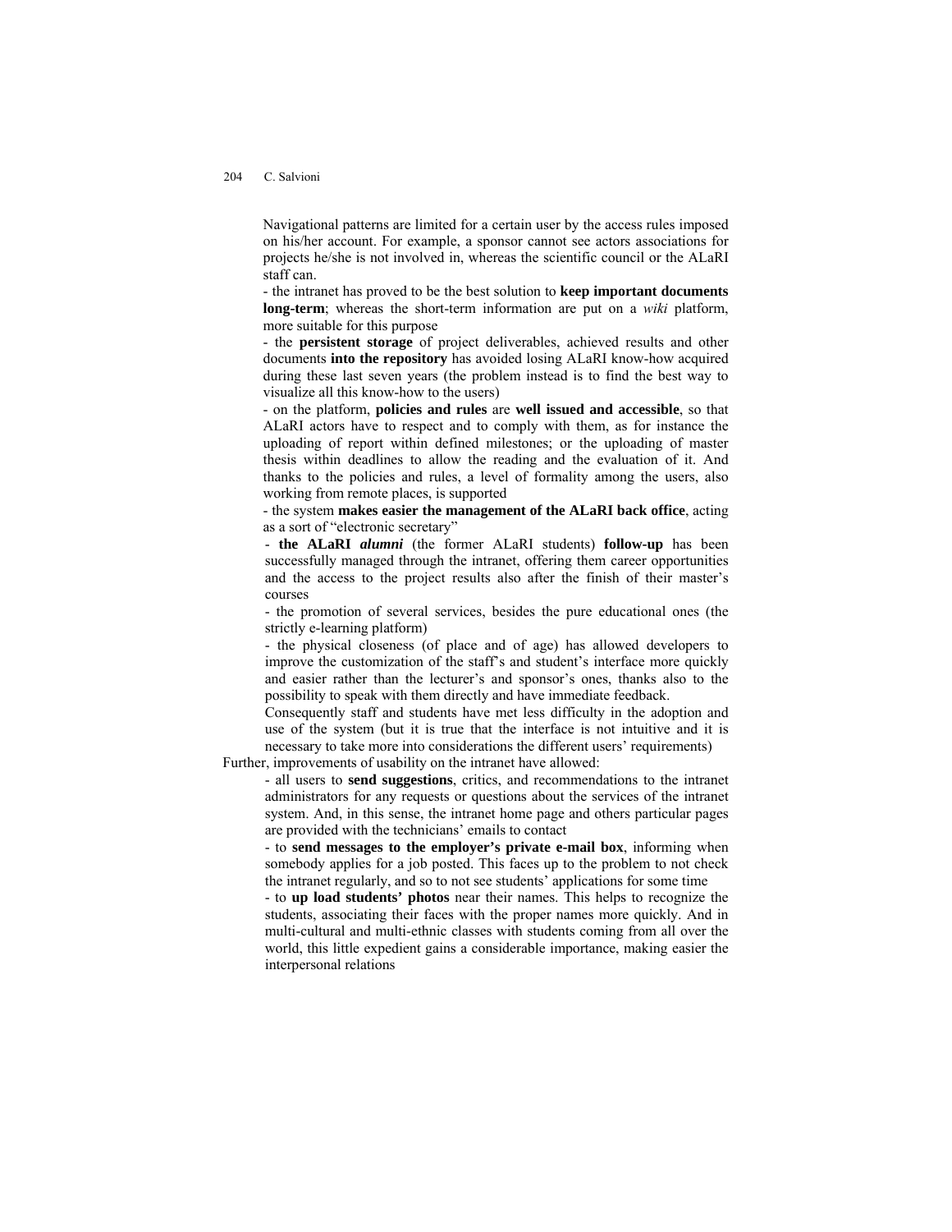Navigational patterns are limited for a certain user by the access rules imposed on his/her account. For example, a sponsor cannot see actors associations for projects he/she is not involved in, whereas the scientific council or the ALaRI staff can.

- the intranet has proved to be the best solution to **keep important documents long-term**; whereas the short-term information are put on a *wiki* platform, more suitable for this purpose
- the **persistent storage** of project deliverables, achieved results and other documents **into the repository** has avoided losing ALaRI know-how acquired during these last seven years (the problem instead is to find the best way to visualize all this know-how to the users)
- on the platform, **policies and rules** are **well issued and accessible**, so that ALaRI actors have to respect and to comply with them, as for instance the uploading of report within defined milestones; or the uploading of master thesis within deadlines to allow the reading and the evaluation of it. And thanks to the policies and rules, a level of formality among the users, also working from remote places, is supported
- the system **makes easier the management of the ALaRI back office**, acting as a sort of "electronic secretary"
- **the ALaRI *alumni*** (the former ALaRI students) **follow-up** has been successfully managed through the intranet, offering them career opportunities and the access to the project results also after the finish of their master's courses
- the promotion of several services, besides the pure educational ones (the strictly e-learning platform)
- the physical closeness (of place and of age) has allowed developers to improve the customization of the staff's and student's interface more quickly and easier rather than the lecturer's and sponsor's ones, thanks also to the possibility to speak with them directly and have immediate feedback. Consequently staff and students have met less difficulty in the adoption and use of the system (but it is true that the interface is not intuitive and it is necessary to take more into considerations the different users' requirements)

Further, improvements of usability on the intranet have allowed:

- all users to **send suggestions**, critics, and recommendations to the intranet administrators for any requests or questions about the services of the intranet system. And, in this sense, the intranet home page and others particular pages are provided with the technicians' emails to contact
- to **send messages to the employer's private e-mail box**, informing when somebody applies for a job posted. This faces up to the problem to not check the intranet regularly, and so to not see students' applications for some time
- to **up load students' photos** near their names. This helps to recognize the students, associating their faces with the proper names more quickly. And in multi-cultural and multi-ethnic classes with students coming from all over the world, this little expedient gains a considerable importance, making easier the interpersonal relations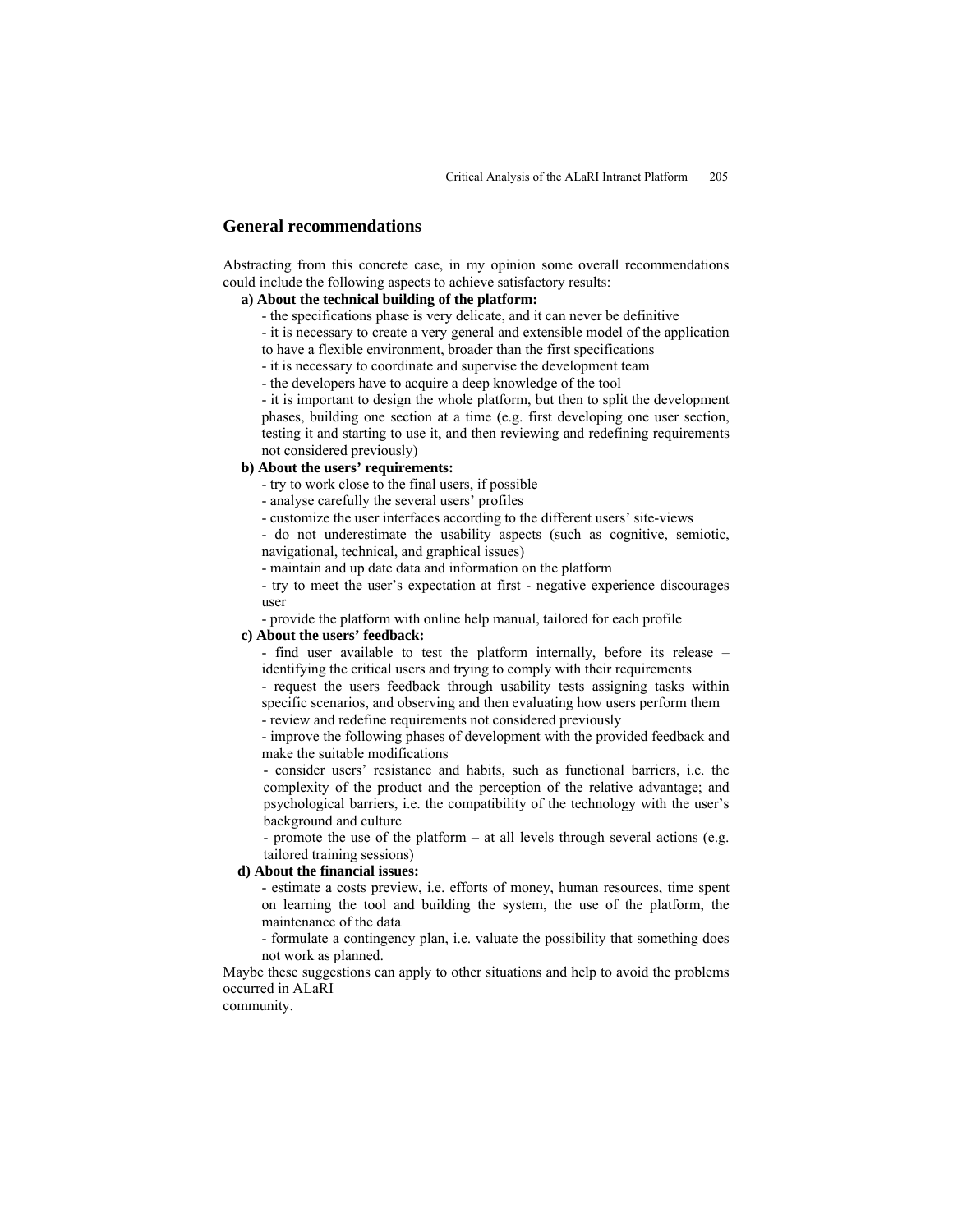## General recommendations

Abstracting from this concrete case, in my opinion some overall recommendations could include the following aspects to achieve satisfactory results:

**a) About the technical building of the platform:**

- the specifications phase is very delicate, and it can never be definitive
- it is necessary to create a very general and extensible model of the application to have a flexible environment, broader than the first specifications
- it is necessary to coordinate and supervise the development team
- the developers have to acquire a deep knowledge of the tool
- it is important to design the whole platform, but then to split the development phases, building one section at a time (e.g. first developing one user section, testing it and starting to use it, and then reviewing and redefining requirements not considered previously)

**b) About the users' requirements:**

- try to work close to the final users, if possible
- analyse carefully the several users' profiles
- customize the user interfaces according to the different users' site-views
- do not underestimate the usability aspects (such as cognitive, semiotic, navigational, technical, and graphical issues)
- maintain and up date data and information on the platform
- try to meet the user's expectation at first - negative experience discourages user
- provide the platform with online help manual, tailored for each profile

**c) About the users' feedback:**

- find user available to test the platform internally, before its release – identifying the critical users and trying to comply with their requirements
- request the users feedback through usability tests assigning tasks within specific scenarios, and observing and then evaluating how users perform them
- review and redefine requirements not considered previously
- improve the following phases of development with the provided feedback and make the suitable modifications
- consider users' resistance and habits, such as functional barriers, i.e. the complexity of the product and the perception of the relative advantage; and psychological barriers, i.e. the compatibility of the technology with the user's background and culture
- promote the use of the platform – at all levels through several actions (e.g. tailored training sessions)

**d) About the financial issues:**

- estimate a costs preview, i.e. efforts of money, human resources, time spent on learning the tool and building the system, the use of the platform, the maintenance of the data
- formulate a contingency plan, i.e. valuate the possibility that something does not work as planned.

Maybe these suggestions can apply to other situations and help to avoid the problems occurred in ALaRI community.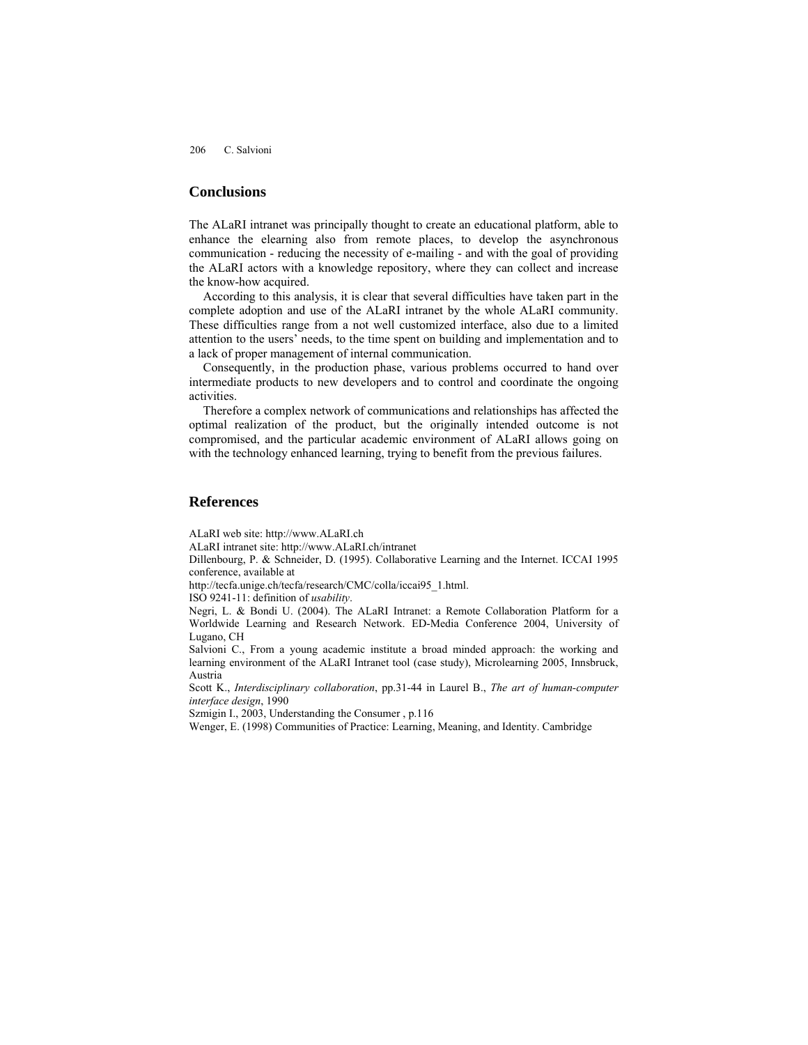## Conclusions

The ALaRI intranet was principally thought to create an educational platform, able to enhance the elearning also from remote places, to develop the asynchronous communication - reducing the necessity of e-mailing - and with the goal of providing the ALaRI actors with a knowledge repository, where they can collect and increase the know-how acquired.

According to this analysis, it is clear that several difficulties have taken part in the complete adoption and use of the ALaRI intranet by the whole ALaRI community. These difficulties range from a not well customized interface, also due to a limited attention to the users' needs, to the time spent on building and implementation and to a lack of proper management of internal communication.

Consequently, in the production phase, various problems occurred to hand over intermediate products to new developers and to control and coordinate the ongoing activities.

Therefore a complex network of communications and relationships has affected the optimal realization of the product, but the originally intended outcome is not compromised, and the particular academic environment of ALaRI allows going on with the technology enhanced learning, trying to benefit from the previous failures.

## References

ALaRI web site: http://www.ALaRI.ch

ALaRI intranet site: http://www.ALaRI.ch/intranet

Dillenbourg, P. & Schneider, D. (1995). Collaborative Learning and the Internet. ICCAI 1995 conference, available at http://tecfa.unige.ch/tecfa/research/CMC/colla/iccai95_1.html.

ISO 9241-11: definition of *usability*.

Negri, L. & Bondi U. (2004). The ALaRI Intranet: a Remote Collaboration Platform for a Worldwide Learning and Research Network. ED-Media Conference 2004, University of Lugano, CH

Salvioni C., From a young academic institute a broad minded approach: the working and learning environment of the ALaRI Intranet tool (case study), Microlearning 2005, Innsbruck, Austria

Scott K., *Interdisciplinary collaboration*, pp.31-44 in Laurel B., *The art of human-computer interface design*, 1990

Szmigin I., 2003, Understanding the Consumer , p.116

Wenger, E. (1998) Communities of Practice: Learning, Meaning, and Identity. Cambridge